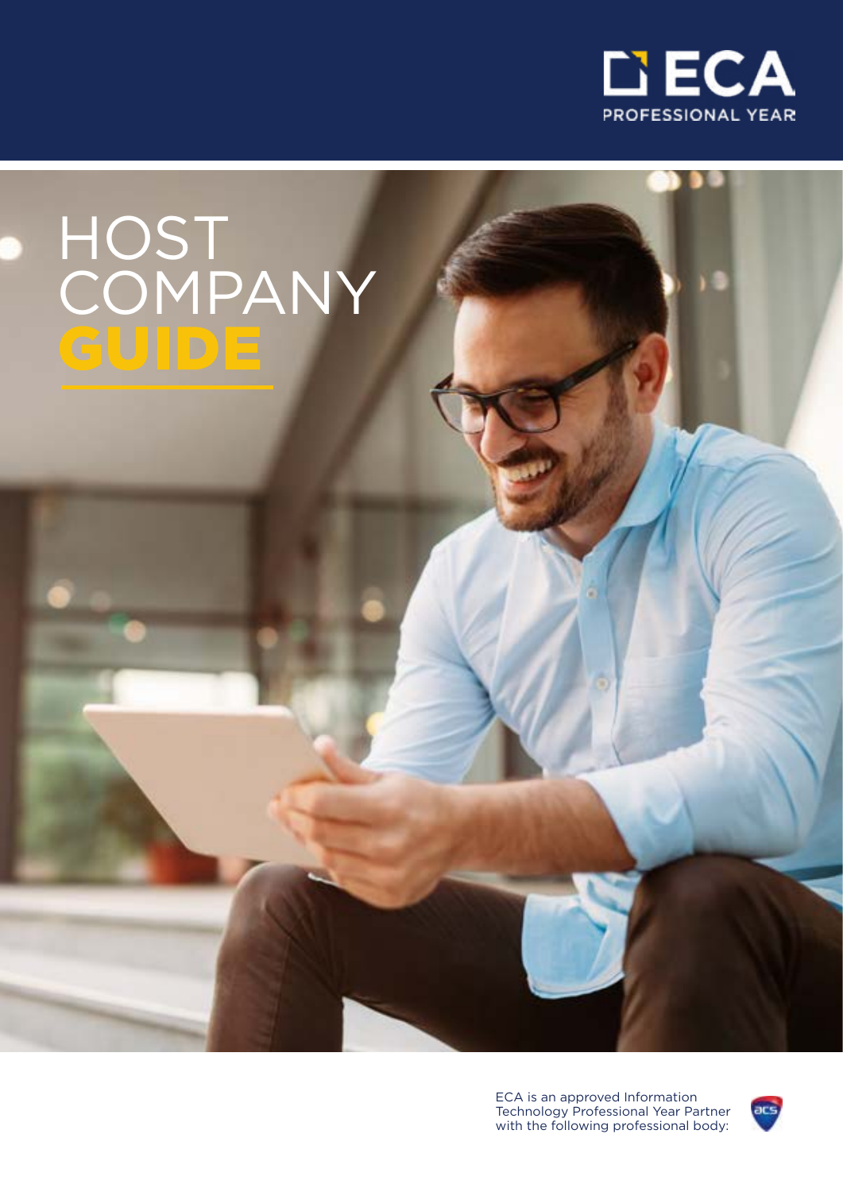ECA PROFESSIONAL YEAR

# HOST COMPANY GUIDE

ECA is an approved Information Technology Professional Year Partner with the following professional body: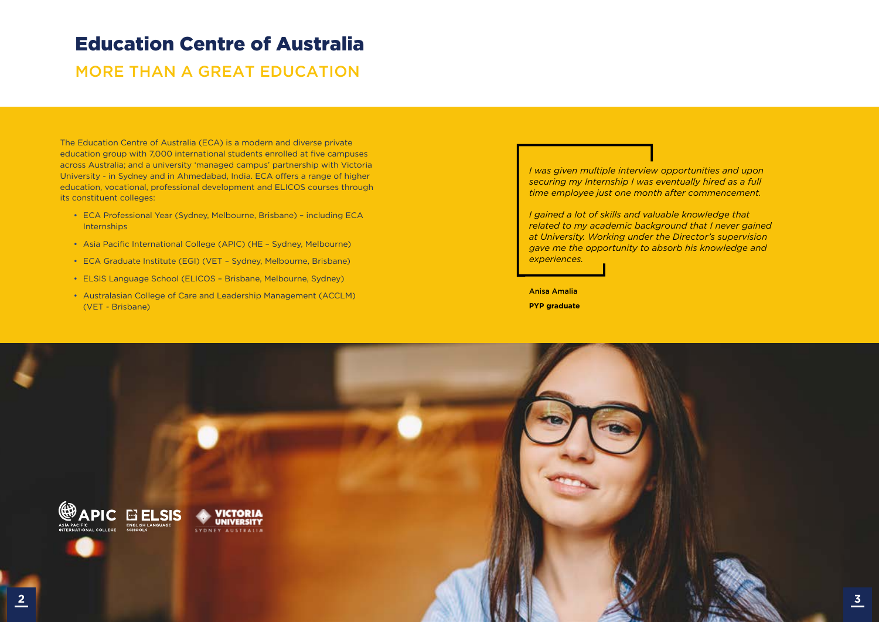# Education Centre of Australia

## MORE THAN A GREAT EDUCATION

The Education Centre of Australia (ECA) is a modern and diverse private education group with 7,000 international students enrolled at five campuses across Australia; and a university 'managed campus' partnership with Victoria University - in Sydney and in Ahmedabad, India. ECA offers a range of higher education, vocational, professional development and ELICOS courses through its constituent colleges:

- ECA Professional Year (Sydney, Melbourne, Brisbane) – including ECA Internships
- Asia Pacific International College (APIC) (HE – Sydney, Melbourne)
- ECA Graduate Institute (EGI) (VET – Sydney, Melbourne, Brisbane)
- ELSIS Language School (ELICOS – Brisbane, Melbourne, Sydney)
- Australasian College of Care and Leadership Management (ACCLM) (VET - Brisbane)

*I was given multiple interview opportunities and upon securing my Internship I was eventually hired as a full time employee just one month after commencement.*

*I gained a lot of skills and valuable knowledge that related to my academic background that I never gained at University. Working under the Director's supervision gave me the opportunity to absorb his knowledge and experiences.*

**Anisa Amalia**

**PYP graduate**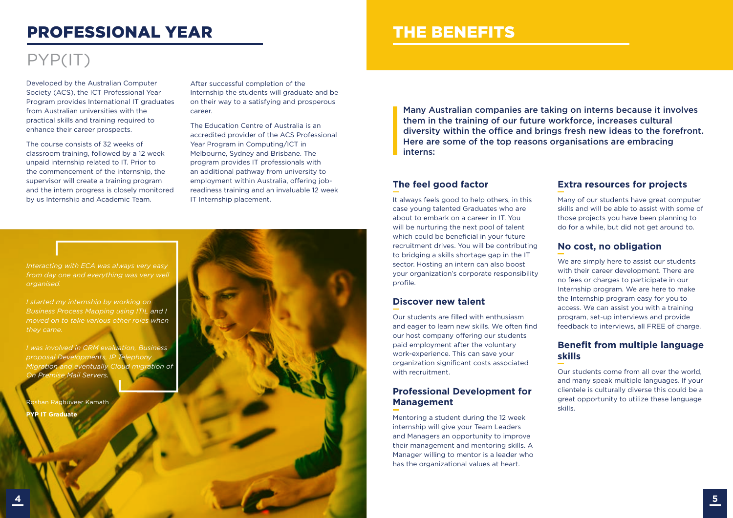# PROFESSIONAL YEAR

## PYP(IT)

Developed by the Australian Computer Society (ACS), the ICT Professional Year Program provides International IT graduates from Australian universities with the practical skills and training required to enhance their career prospects.

The course consists of 32 weeks of classroom training, followed by a 12 week unpaid internship related to IT. Prior to the commencement of the internship, the supervisor will create a training program and the intern progress is closely monitored by us Internship and Academic Team.

After successful completion of the Internship the students will graduate and be on their way to a satisfying and prosperous career.

The Education Centre of Australia is an accredited provider of the ACS Professional Year Program in Computing/ICT in Melbourne, Sydney and Brisbane. The program provides IT professionals with an additional pathway from university to employment within Australia, offering job-readiness training and an invaluable 12 week IT Internship placement.

*Interacting with ECA was always very easy from day one and everything was very well organised.*

*I started my internship by working on Business Process Mapping using ITIL and I moved on to take various other roles when they came.*

*I was involved in CRM evaluation, Business proposal Developments, IP Telephony Migration and eventually Cloud migration of On Premise Mail Servers.*

Roshan Raghuveer Kamath

**PYP IT Graduate**

# THE BENEFITS

**Many Australian companies are taking on interns because it involves them in the training of our future workforce, increases cultural diversity within the office and brings fresh new ideas to the forefront. Here are some of the top reasons organisations are embracing interns:**

### The feel good factor

It always feels good to help others, in this case young talented Graduates who are about to embark on a career in IT. You will be nurturing the next pool of talent which could be beneficial in your future recruitment drives. You will be contributing to bridging a skills shortage gap in the IT sector. Hosting an intern can also boost your organization's corporate responsibility profile.

### Discover new talent

Our students are filled with enthusiasm and eager to learn new skills. We often find our host company offering our students paid employment after the voluntary work-experience. This can save your organization significant costs associated with recruitment.

### Professional Development for Management

Mentoring a student during the 12 week internship will give your Team Leaders and Managers an opportunity to improve their management and mentoring skills. A Manager willing to mentor is a leader who has the organizational values at heart.

### Extra resources for projects

Many of our students have great computer skills and will be able to assist with some of those projects you have been planning to do for a while, but did not get around to.

### No cost, no obligation

We are simply here to assist our students with their career development. There are no fees or charges to participate in our Internship program. We are here to make the Internship program easy for you to access. We can assist you with a training program, set-up interviews and provide feedback to interviews, all FREE of charge.

### Benefit from multiple language skills

Our students come from all over the world, and many speak multiple languages. If your clientele is culturally diverse this could be a great opportunity to utilize these language skills.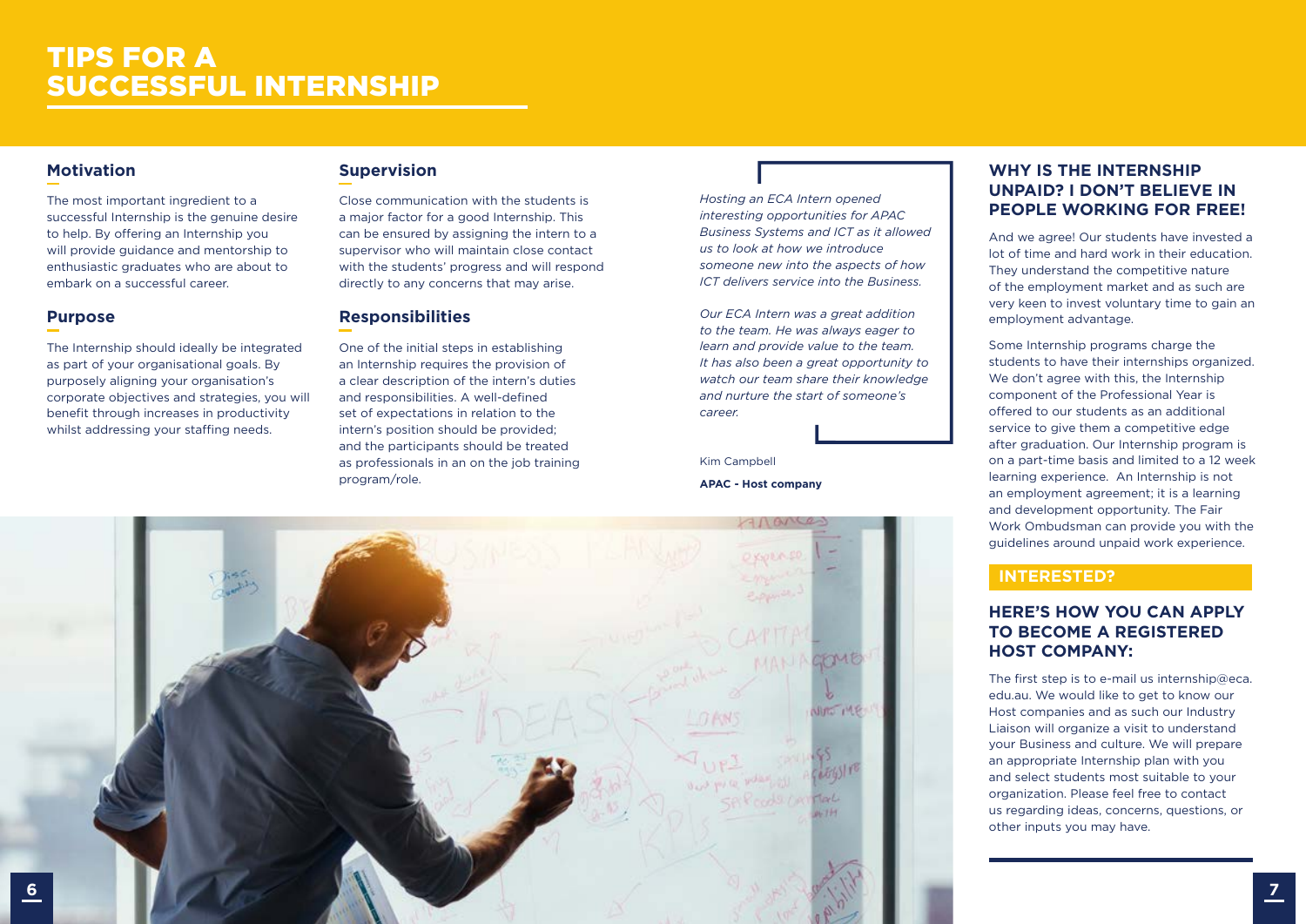# TIPS FOR A SUCCESSFUL INTERNSHIP

## Motivation

The most important ingredient to a successful Internship is the genuine desire to help. By offering an Internship you will provide guidance and mentorship to enthusiastic graduates who are about to embark on a successful career.

## Purpose

The Internship should ideally be integrated as part of your organisational goals. By purposely aligning your organisation's corporate objectives and strategies, you will benefit through increases in productivity whilst addressing your staffing needs.

## Supervision

Close communication with the students is a major factor for a good Internship. This can be ensured by assigning the intern to a supervisor who will maintain close contact with the students' progress and will respond directly to any concerns that may arise.

## Responsibilities

One of the initial steps in establishing an Internship requires the provision of a clear description of the intern's duties and responsibilities. A well-defined set of expectations in relation to the intern's position should be provided; and the participants should be treated as professionals in an on the job training program/role.

*Hosting an ECA Intern opened interesting opportunities for APAC Business Systems and ICT as it allowed us to look at how we introduce someone new into the aspects of how ICT delivers service into the Business.*

*Our ECA Intern was a great addition to the team. He was always eager to learn and provide value to the team. It has also been a great opportunity to watch our team share their knowledge and nurture the start of someone's career.*

Kim Campbell

**APAC - Host company**

## WHY IS THE INTERNSHIP UNPAID? I DON'T BELIEVE IN PEOPLE WORKING FOR FREE!

And we agree! Our students have invested a lot of time and hard work in their education. They understand the competitive nature of the employment market and as such are very keen to invest voluntary time to gain an employment advantage.

Some Internship programs charge the students to have their internships organized. We don't agree with this, the Internship component of the Professional Year is offered to our students as an additional service to give them a competitive edge after graduation. Our Internship program is on a part-time basis and limited to a 12 week learning experience. An Internship is not an employment agreement; it is a learning and development opportunity. The Fair Work Ombudsman can provide you with the guidelines around unpaid work experience.

**INTERESTED?**

## HERE'S HOW YOU CAN APPLY TO BECOME A REGISTERED HOST COMPANY:

The first step is to e-mail us internship@eca.edu.au. We would like to get to know our Host companies and as such our Industry Liaison will organize a visit to understand your Business and culture. We will prepare an appropriate Internship plan with you and select students most suitable to your organization. Please feel free to contact us regarding ideas, concerns, questions, or other inputs you may have.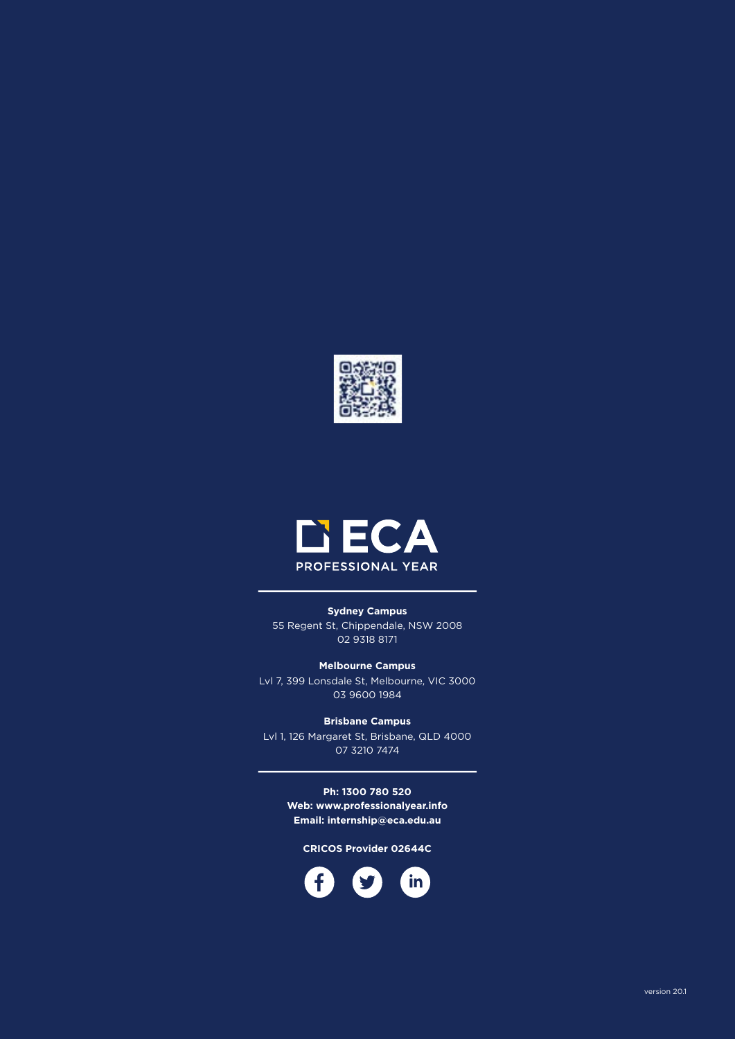ECA

PROFESSIONAL YEAR

**Sydney Campus**
55 Regent St, Chippendale, NSW 2008
02 9318 8171

**Melbourne Campus**
Lvl 7, 399 Lonsdale St, Melbourne, VIC 3000
03 9600 1984

**Brisbane Campus**
Lvl 1, 126 Margaret St, Brisbane, QLD 4000
07 3210 7474

**Ph: 1300 780 520**
**Web: www.professionalyear.info**
**Email: internship@eca.edu.au**

**CRICOS Provider 02644C**

version 20.1